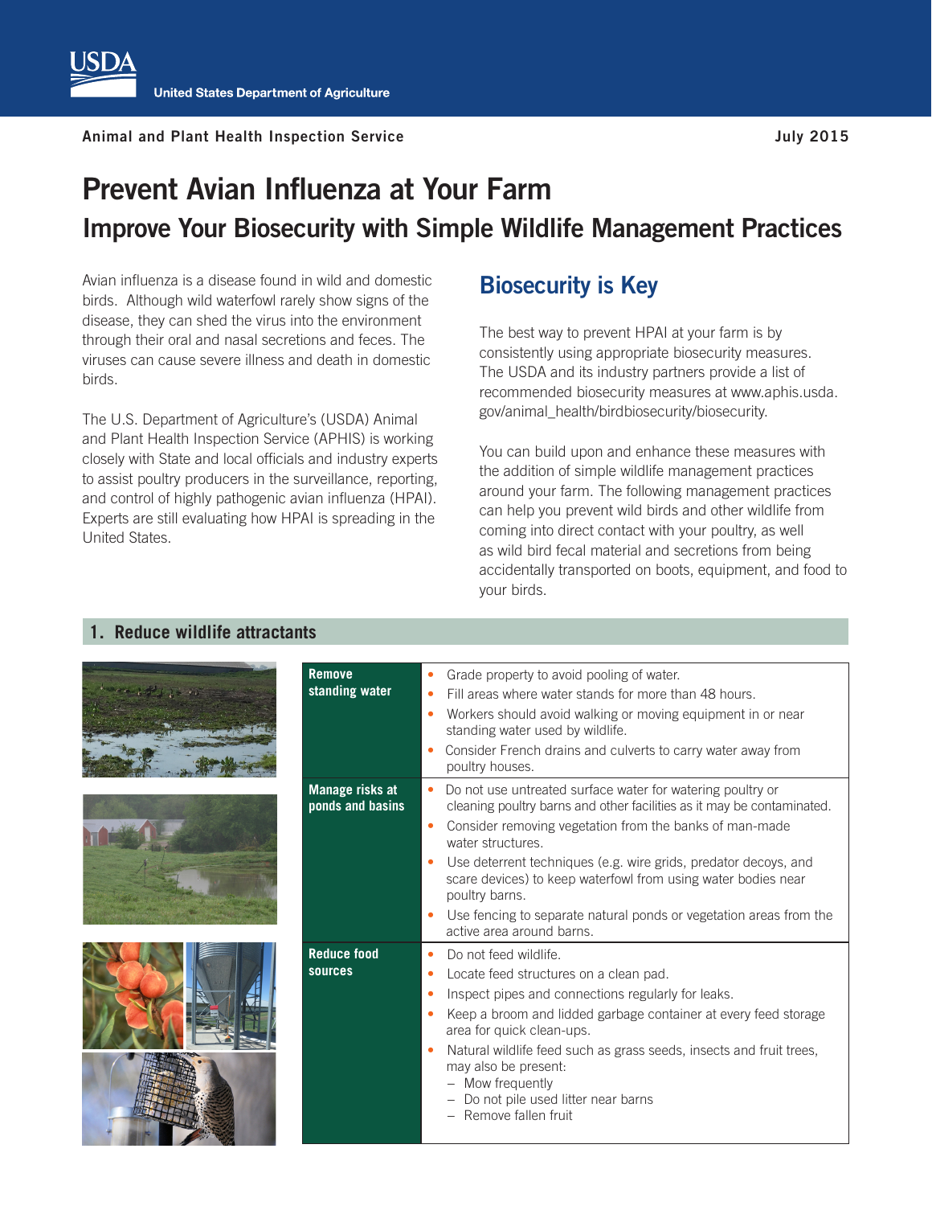United States Department of Agriculture

Animal and Plant Health Inspection Service

July 2015

# Prevent Avian Influenza at Your Farm

## Improve Your Biosecurity with Simple Wildlife Management Practices

Avian influenza is a disease found in wild and domestic birds. Although wild waterfowl rarely show signs of the disease, they can shed the virus into the environment through their oral and nasal secretions and feces. The viruses can cause severe illness and death in domestic birds.

The U.S. Department of Agriculture's (USDA) Animal and Plant Health Inspection Service (APHIS) is working closely with State and local officials and industry experts to assist poultry producers in the surveillance, reporting, and control of highly pathogenic avian influenza (HPAI). Experts are still evaluating how HPAI is spreading in the United States.

## Biosecurity is Key

The best way to prevent HPAI at your farm is by consistently using appropriate biosecurity measures. The USDA and its industry partners provide a list of recommended biosecurity measures at www.aphis.usda.gov/animal_health/birdbiosecurity/biosecurity.

You can build upon and enhance these measures with the addition of simple wildlife management practices around your farm. The following management practices can help you prevent wild birds and other wildlife from coming into direct contact with your poultry, as well as wild bird fecal material and secretions from being accidentally transported on boots, equipment, and food to your birds.

### 1. Reduce wildlife attractants

| Practice | Actions |
| --- | --- |
| **Remove standing water** | • Grade property to avoid pooling of water.<br>• Fill areas where water stands for more than 48 hours.<br>• Workers should avoid walking or moving equipment in or near standing water used by wildlife.<br>• Consider French drains and culverts to carry water away from poultry houses. |
| **Manage risks at ponds and basins** | • Do not use untreated surface water for watering poultry or cleaning poultry barns and other facilities as it may be contaminated.<br>• Consider removing vegetation from the banks of man-made water structures.<br>• Use deterrent techniques (e.g. wire grids, predator decoys, and scare devices) to keep waterfowl from using water bodies near poultry barns.<br>• Use fencing to separate natural ponds or vegetation areas from the active area around barns. |
| **Reduce food sources** | • Do not feed wildlife.<br>• Locate feed structures on a clean pad.<br>• Inspect pipes and connections regularly for leaks.<br>• Keep a broom and lidded garbage container at every feed storage area for quick clean-ups.<br>• Natural wildlife feed such as grass seeds, insects and fruit trees, may also be present:<br>  – Mow frequently<br>  – Do not pile used litter near barns<br>  – Remove fallen fruit |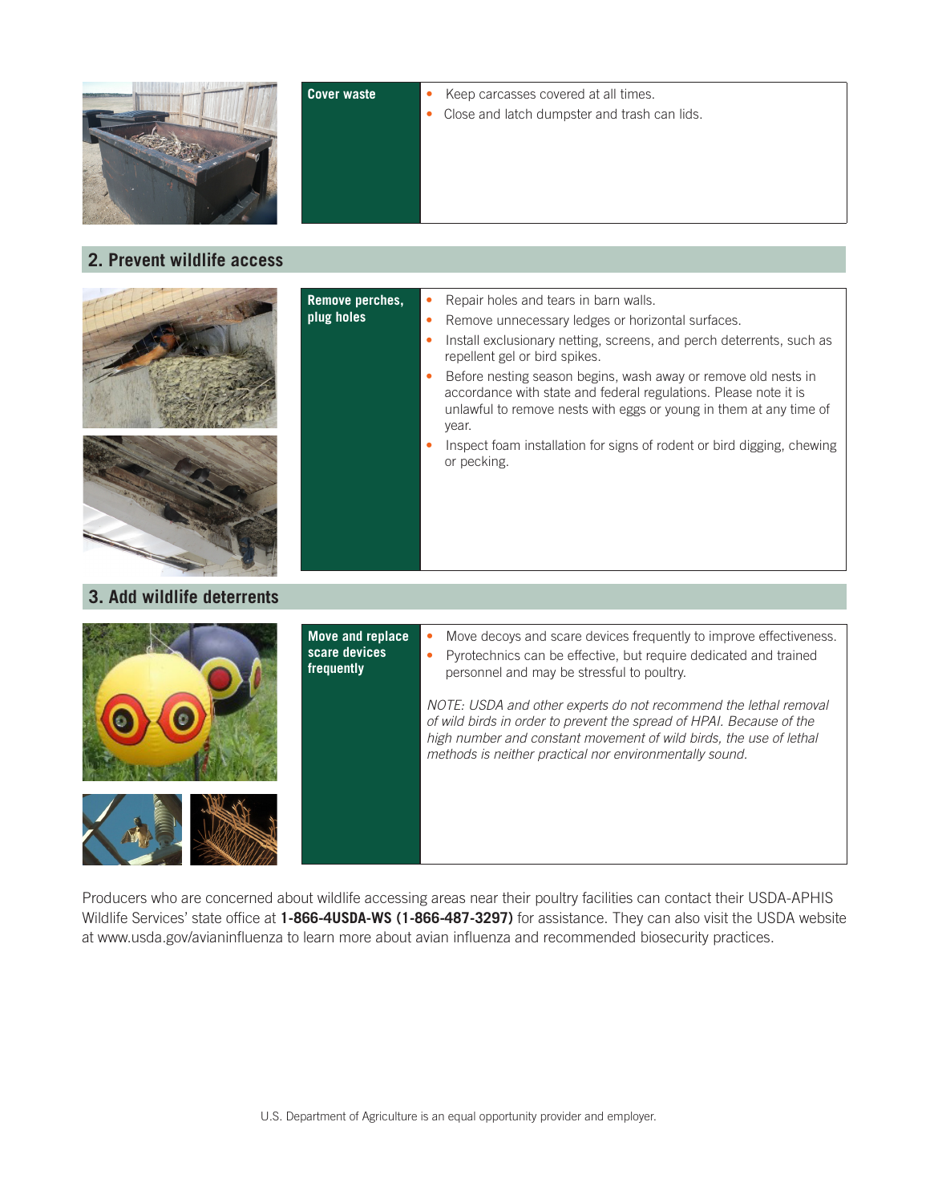| | |
|---|---|
| **Cover waste** | • Keep carcasses covered at all times.<br>• Close and latch dumpster and trash can lids. |

## 2. Prevent wildlife access

| | |
|---|---|
| **Remove perches, plug holes** | • Repair holes and tears in barn walls.<br>• Remove unnecessary ledges or horizontal surfaces.<br>• Install exclusionary netting, screens, and perch deterrents, such as repellent gel or bird spikes.<br>• Before nesting season begins, wash away or remove old nests in accordance with state and federal regulations. Please note it is unlawful to remove nests with eggs or young in them at any time of year.<br>• Inspect foam installation for signs of rodent or bird digging, chewing or pecking. |

## 3. Add wildlife deterrents

| | |
|---|---|
| **Move and replace scare devices frequently** | • Move decoys and scare devices frequently to improve effectiveness.<br>• Pyrotechnics can be effective, but require dedicated and trained personnel and may be stressful to poultry.<br><br>*NOTE: USDA and other experts do not recommend the lethal removal of wild birds in order to prevent the spread of HPAI. Because of the high number and constant movement of wild birds, the use of lethal methods is neither practical nor environmentally sound.* |

Producers who are concerned about wildlife accessing areas near their poultry facilities can contact their USDA-APHIS Wildlife Services' state office at **1-866-4USDA-WS (1-866-487-3297)** for assistance. They can also visit the USDA website at www.usda.gov/avianinfluenza to learn more about avian influenza and recommended biosecurity practices.

U.S. Department of Agriculture is an equal opportunity provider and employer.